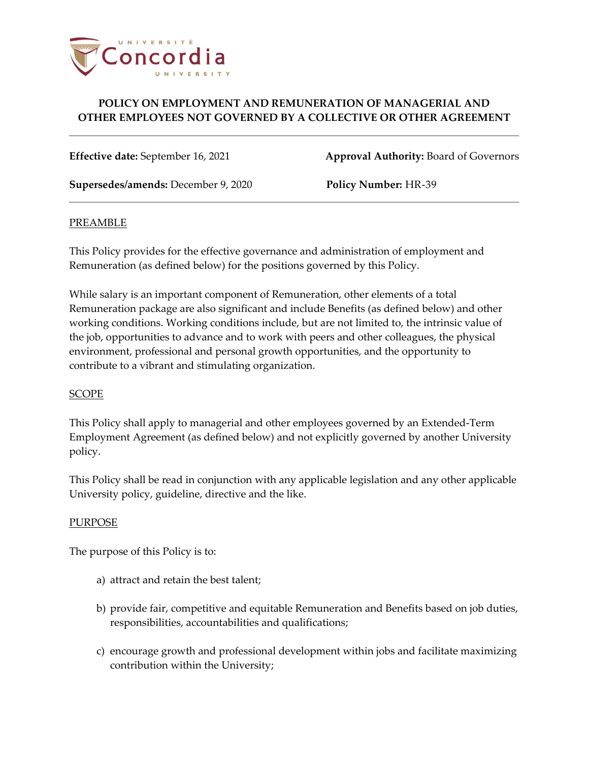# POLICY ON EMPLOYMENT AND REMUNERATION OF MANAGERIAL AND OTHER EMPLOYEES NOT GOVERNED BY A COLLECTIVE OR OTHER AGREEMENT

**Effective date:** September 16, 2021

**Approval Authority:** Board of Governors

**Supersedes/amends:** December 9, 2020

**Policy Number:** HR-39

## PREAMBLE

This Policy provides for the effective governance and administration of employment and Remuneration (as defined below) for the positions governed by this Policy.

While salary is an important component of Remuneration, other elements of a total Remuneration package are also significant and include Benefits (as defined below) and other working conditions. Working conditions include, but are not limited to, the intrinsic value of the job, opportunities to advance and to work with peers and other colleagues, the physical environment, professional and personal growth opportunities, and the opportunity to contribute to a vibrant and stimulating organization.

## SCOPE

This Policy shall apply to managerial and other employees governed by an Extended-Term Employment Agreement (as defined below) and not explicitly governed by another University policy.

This Policy shall be read in conjunction with any applicable legislation and any other applicable University policy, guideline, directive and the like.

## PURPOSE

The purpose of this Policy is to:

a) attract and retain the best talent;

b) provide fair, competitive and equitable Remuneration and Benefits based on job duties, responsibilities, accountabilities and qualifications;

c) encourage growth and professional development within jobs and facilitate maximizing contribution within the University;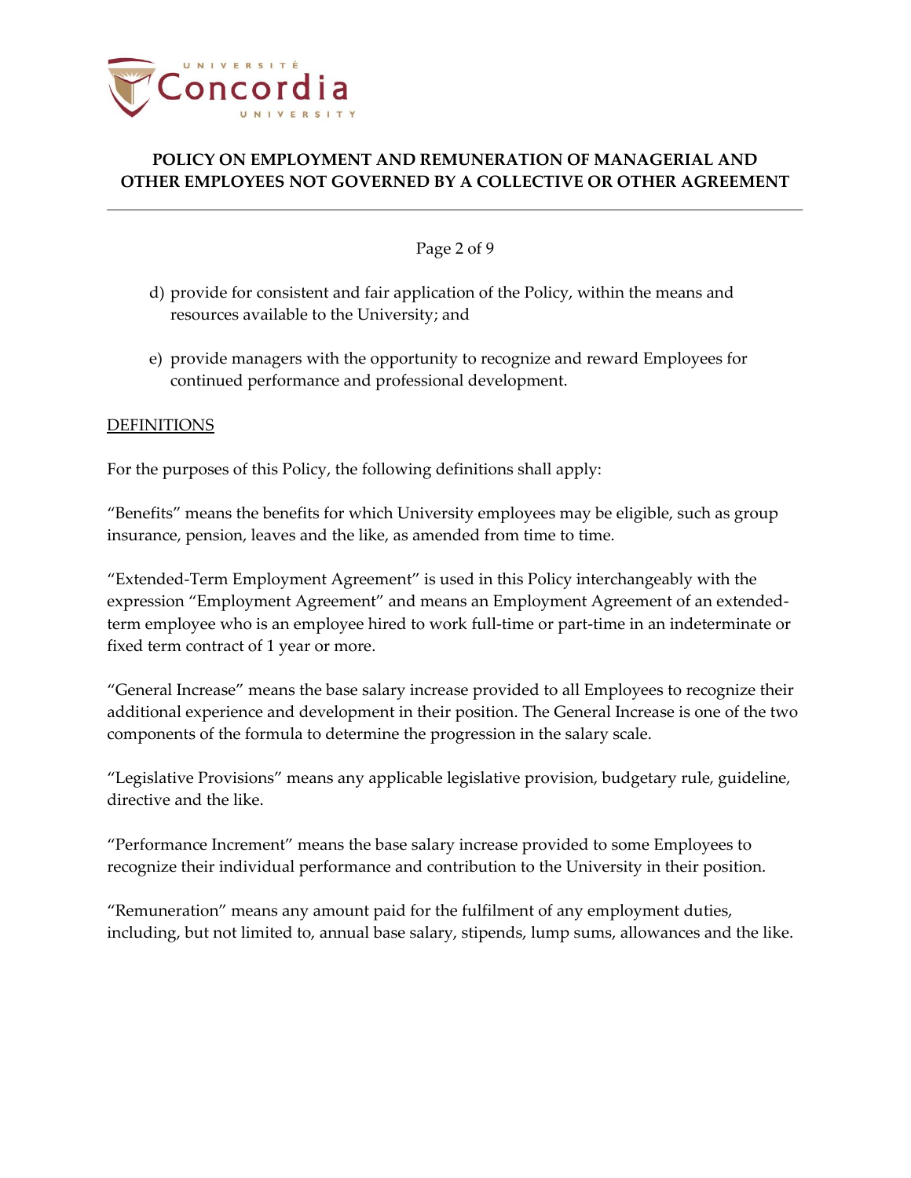d) provide for consistent and fair application of the Policy, within the means and resources available to the University; and

e) provide managers with the opportunity to recognize and reward Employees for continued performance and professional development.

## DEFINITIONS

For the purposes of this Policy, the following definitions shall apply:

"Benefits" means the benefits for which University employees may be eligible, such as group insurance, pension, leaves and the like, as amended from time to time.

"Extended-Term Employment Agreement" is used in this Policy interchangeably with the expression "Employment Agreement" and means an Employment Agreement of an extended-term employee who is an employee hired to work full-time or part-time in an indeterminate or fixed term contract of 1 year or more.

"General Increase" means the base salary increase provided to all Employees to recognize their additional experience and development in their position. The General Increase is one of the two components of the formula to determine the progression in the salary scale.

"Legislative Provisions" means any applicable legislative provision, budgetary rule, guideline, directive and the like.

"Performance Increment" means the base salary increase provided to some Employees to recognize their individual performance and contribution to the University in their position.

"Remuneration" means any amount paid for the fulfilment of any employment duties, including, but not limited to, annual base salary, stipends, lump sums, allowances and the like.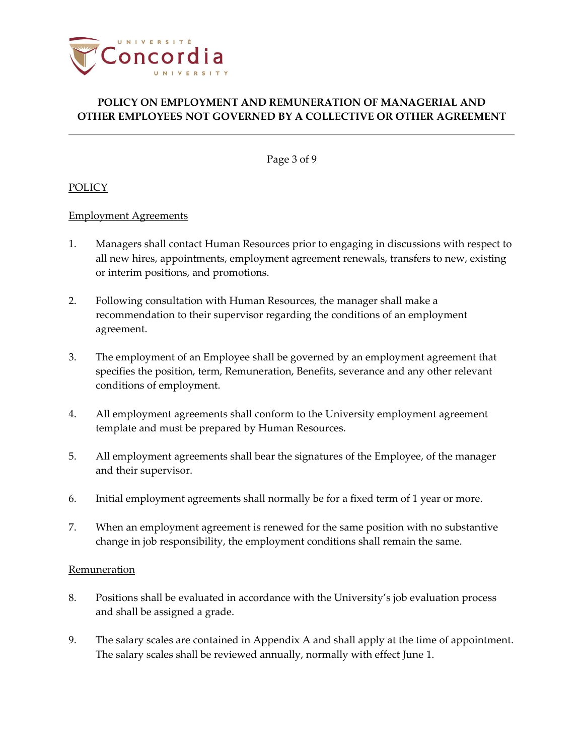## POLICY

### Employment Agreements

1. Managers shall contact Human Resources prior to engaging in discussions with respect to all new hires, appointments, employment agreement renewals, transfers to new, existing or interim positions, and promotions.

2. Following consultation with Human Resources, the manager shall make a recommendation to their supervisor regarding the conditions of an employment agreement.

3. The employment of an Employee shall be governed by an employment agreement that specifies the position, term, Remuneration, Benefits, severance and any other relevant conditions of employment.

4. All employment agreements shall conform to the University employment agreement template and must be prepared by Human Resources.

5. All employment agreements shall bear the signatures of the Employee, of the manager and their supervisor.

6. Initial employment agreements shall normally be for a fixed term of 1 year or more.

7. When an employment agreement is renewed for the same position with no substantive change in job responsibility, the employment conditions shall remain the same.

### Remuneration

8. Positions shall be evaluated in accordance with the University's job evaluation process and shall be assigned a grade.

9. The salary scales are contained in Appendix A and shall apply at the time of appointment. The salary scales shall be reviewed annually, normally with effect June 1.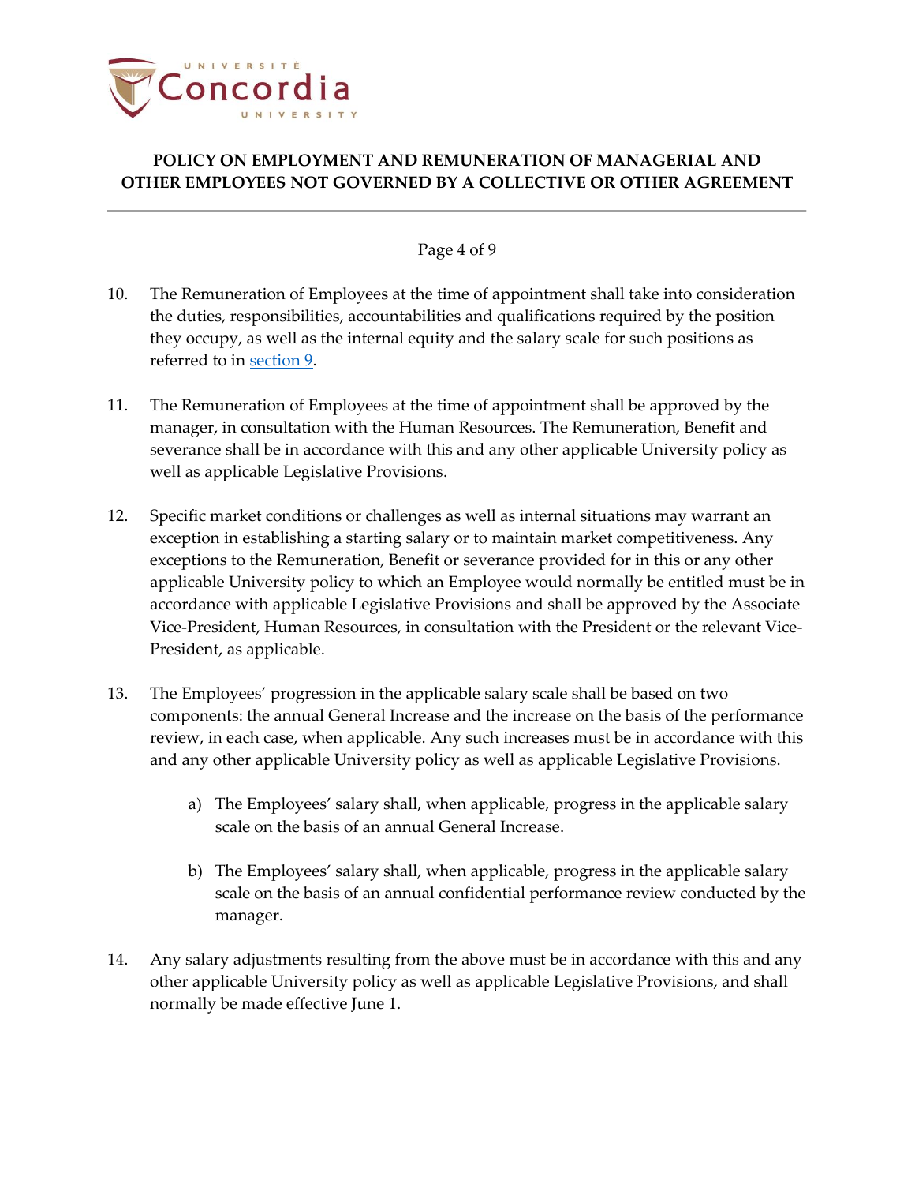10. The Remuneration of Employees at the time of appointment shall take into consideration the duties, responsibilities, accountabilities and qualifications required by the position they occupy, as well as the internal equity and the salary scale for such positions as referred to in section 9.

11. The Remuneration of Employees at the time of appointment shall be approved by the manager, in consultation with the Human Resources. The Remuneration, Benefit and severance shall be in accordance with this and any other applicable University policy as well as applicable Legislative Provisions.

12. Specific market conditions or challenges as well as internal situations may warrant an exception in establishing a starting salary or to maintain market competitiveness. Any exceptions to the Remuneration, Benefit or severance provided for in this or any other applicable University policy to which an Employee would normally be entitled must be in accordance with applicable Legislative Provisions and shall be approved by the Associate Vice-President, Human Resources, in consultation with the President or the relevant Vice-President, as applicable.

13. The Employees' progression in the applicable salary scale shall be based on two components: the annual General Increase and the increase on the basis of the performance review, in each case, when applicable. Any such increases must be in accordance with this and any other applicable University policy as well as applicable Legislative Provisions.

    a) The Employees' salary shall, when applicable, progress in the applicable salary scale on the basis of an annual General Increase.

    b) The Employees' salary shall, when applicable, progress in the applicable salary scale on the basis of an annual confidential performance review conducted by the manager.

14. Any salary adjustments resulting from the above must be in accordance with this and any other applicable University policy as well as applicable Legislative Provisions, and shall normally be made effective June 1.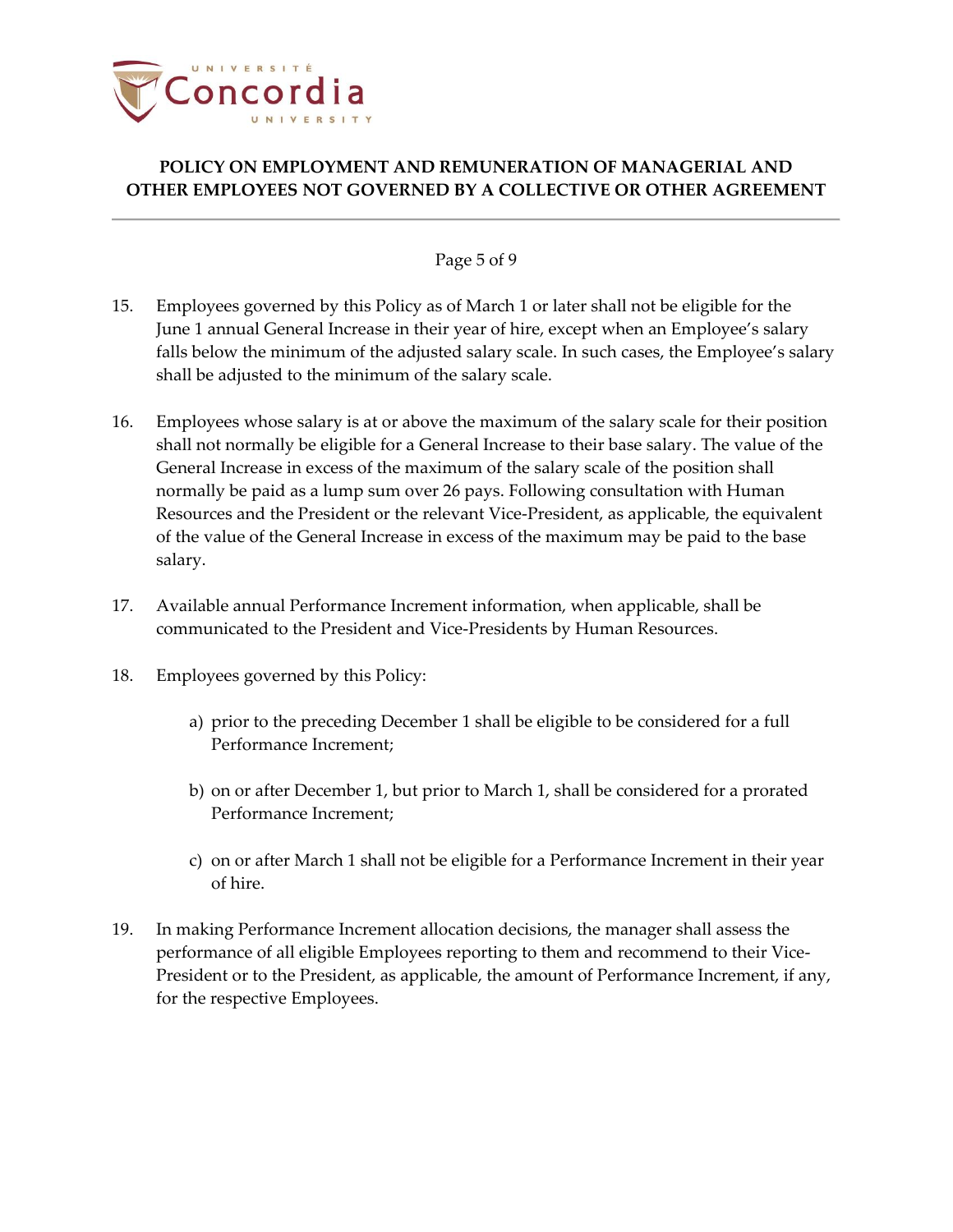15. Employees governed by this Policy as of March 1 or later shall not be eligible for the June 1 annual General Increase in their year of hire, except when an Employee's salary falls below the minimum of the adjusted salary scale. In such cases, the Employee's salary shall be adjusted to the minimum of the salary scale.

16. Employees whose salary is at or above the maximum of the salary scale for their position shall not normally be eligible for a General Increase to their base salary. The value of the General Increase in excess of the maximum of the salary scale of the position shall normally be paid as a lump sum over 26 pays. Following consultation with Human Resources and the President or the relevant Vice-President, as applicable, the equivalent of the value of the General Increase in excess of the maximum may be paid to the base salary.

17. Available annual Performance Increment information, when applicable, shall be communicated to the President and Vice-Presidents by Human Resources.

18. Employees governed by this Policy:

    a) prior to the preceding December 1 shall be eligible to be considered for a full Performance Increment;

    b) on or after December 1, but prior to March 1, shall be considered for a prorated Performance Increment;

    c) on or after March 1 shall not be eligible for a Performance Increment in their year of hire.

19. In making Performance Increment allocation decisions, the manager shall assess the performance of all eligible Employees reporting to them and recommend to their Vice-President or to the President, as applicable, the amount of Performance Increment, if any, for the respective Employees.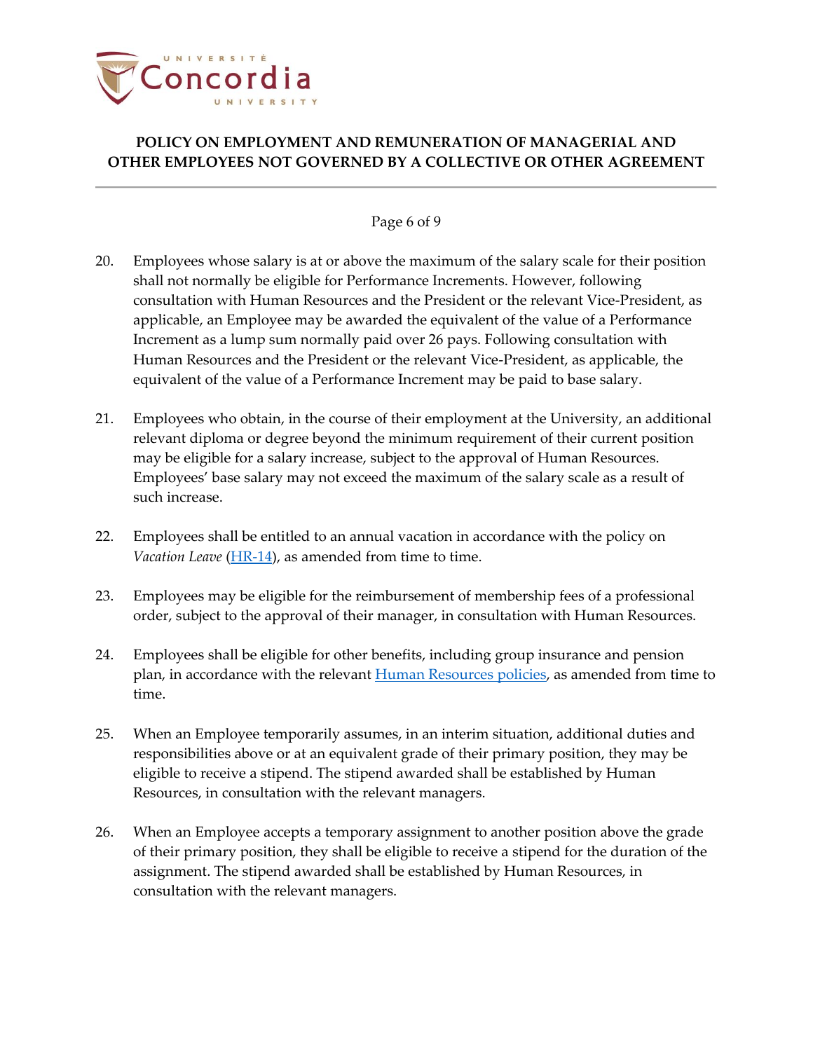20. Employees whose salary is at or above the maximum of the salary scale for their position shall not normally be eligible for Performance Increments. However, following consultation with Human Resources and the President or the relevant Vice-President, as applicable, an Employee may be awarded the equivalent of the value of a Performance Increment as a lump sum normally paid over 26 pays. Following consultation with Human Resources and the President or the relevant Vice-President, as applicable, the equivalent of the value of a Performance Increment may be paid to base salary.

21. Employees who obtain, in the course of their employment at the University, an additional relevant diploma or degree beyond the minimum requirement of their current position may be eligible for a salary increase, subject to the approval of Human Resources. Employees' base salary may not exceed the maximum of the salary scale as a result of such increase.

22. Employees shall be entitled to an annual vacation in accordance with the policy on *Vacation Leave* (HR-14), as amended from time to time.

23. Employees may be eligible for the reimbursement of membership fees of a professional order, subject to the approval of their manager, in consultation with Human Resources.

24. Employees shall be eligible for other benefits, including group insurance and pension plan, in accordance with the relevant Human Resources policies, as amended from time to time.

25. When an Employee temporarily assumes, in an interim situation, additional duties and responsibilities above or at an equivalent grade of their primary position, they may be eligible to receive a stipend. The stipend awarded shall be established by Human Resources, in consultation with the relevant managers.

26. When an Employee accepts a temporary assignment to another position above the grade of their primary position, they shall be eligible to receive a stipend for the duration of the assignment. The stipend awarded shall be established by Human Resources, in consultation with the relevant managers.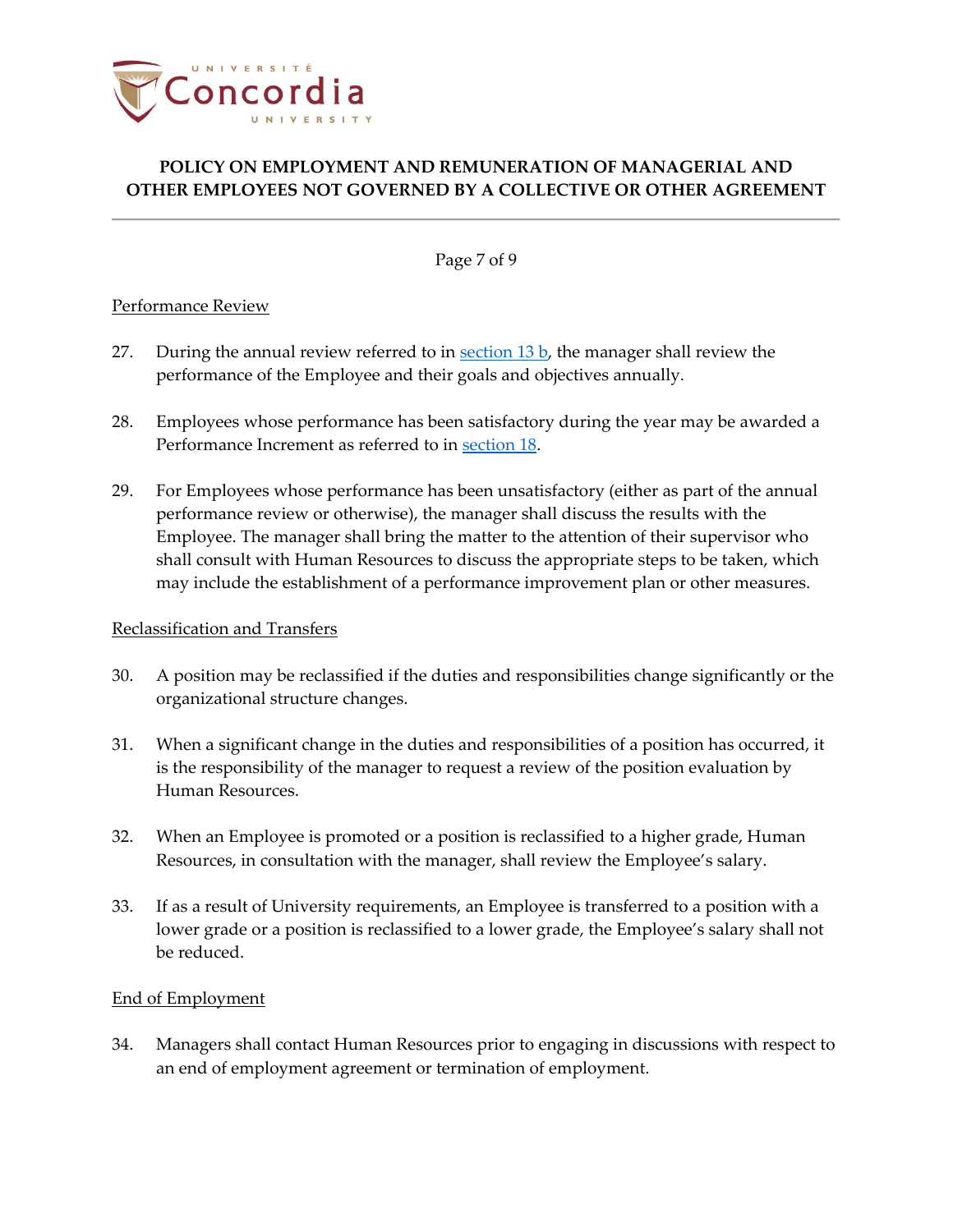## Performance Review

27. During the annual review referred to in section 13 b, the manager shall review the performance of the Employee and their goals and objectives annually.

28. Employees whose performance has been satisfactory during the year may be awarded a Performance Increment as referred to in section 18.

29. For Employees whose performance has been unsatisfactory (either as part of the annual performance review or otherwise), the manager shall discuss the results with the Employee. The manager shall bring the matter to the attention of their supervisor who shall consult with Human Resources to discuss the appropriate steps to be taken, which may include the establishment of a performance improvement plan or other measures.

## Reclassification and Transfers

30. A position may be reclassified if the duties and responsibilities change significantly or the organizational structure changes.

31. When a significant change in the duties and responsibilities of a position has occurred, it is the responsibility of the manager to request a review of the position evaluation by Human Resources.

32. When an Employee is promoted or a position is reclassified to a higher grade, Human Resources, in consultation with the manager, shall review the Employee's salary.

33. If as a result of University requirements, an Employee is transferred to a position with a lower grade or a position is reclassified to a lower grade, the Employee's salary shall not be reduced.

## End of Employment

34. Managers shall contact Human Resources prior to engaging in discussions with respect to an end of employment agreement or termination of employment.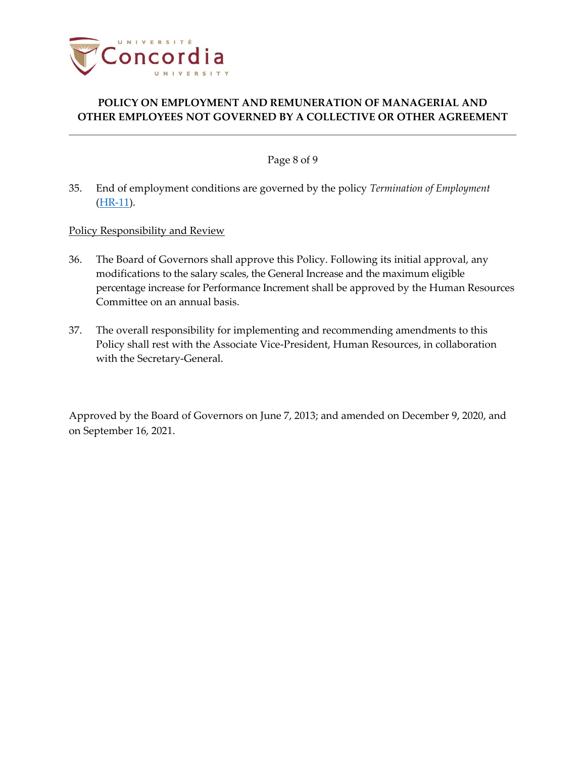35. End of employment conditions are governed by the policy *Termination of Employment* (HR-11).

Policy Responsibility and Review

36. The Board of Governors shall approve this Policy. Following its initial approval, any modifications to the salary scales, the General Increase and the maximum eligible percentage increase for Performance Increment shall be approved by the Human Resources Committee on an annual basis.

37. The overall responsibility for implementing and recommending amendments to this Policy shall rest with the Associate Vice-President, Human Resources, in collaboration with the Secretary-General.

Approved by the Board of Governors on June 7, 2013; and amended on December 9, 2020, and on September 16, 2021.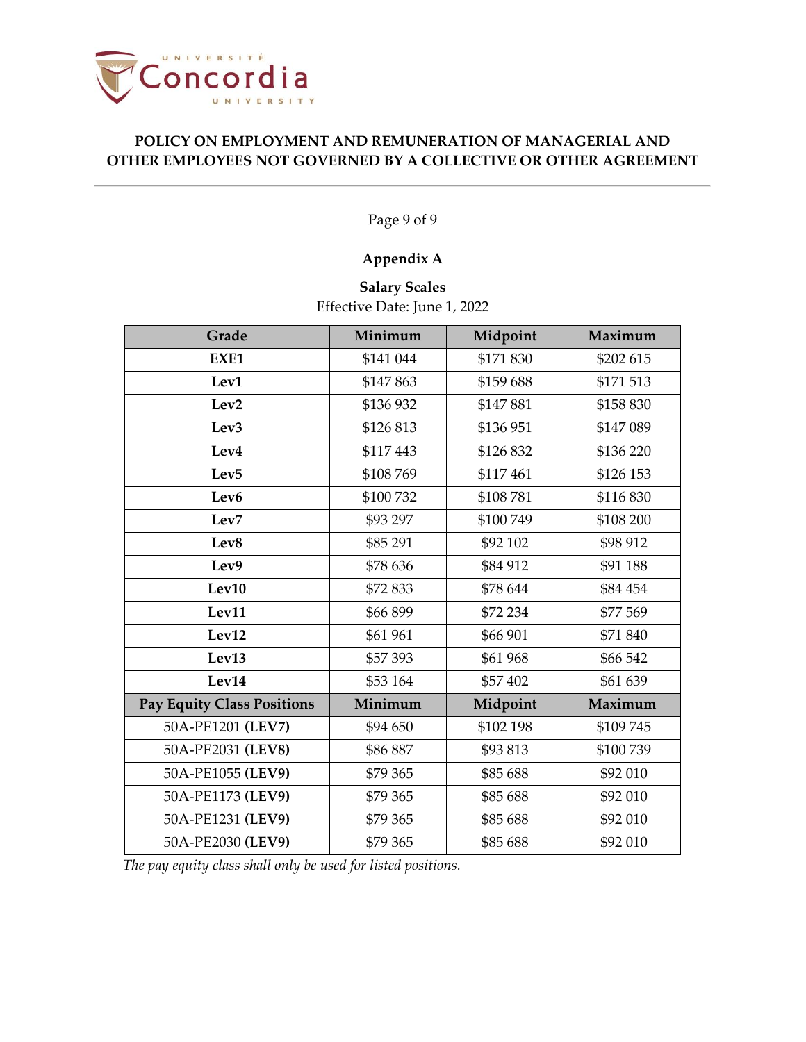# Appendix A

## Salary Scales

Effective Date: June 1, 2022

| Grade | Minimum | Midpoint | Maximum |
|---|---|---|---|
| **EXE1** | $141 044 | $171 830 | $202 615 |
| **Lev1** | $147 863 | $159 688 | $171 513 |
| **Lev2** | $136 932 | $147 881 | $158 830 |
| **Lev3** | $126 813 | $136 951 | $147 089 |
| **Lev4** | $117 443 | $126 832 | $136 220 |
| **Lev5** | $108 769 | $117 461 | $126 153 |
| **Lev6** | $100 732 | $108 781 | $116 830 |
| **Lev7** | $93 297 | $100 749 | $108 200 |
| **Lev8** | $85 291 | $92 102 | $98 912 |
| **Lev9** | $78 636 | $84 912 | $91 188 |
| **Lev10** | $72 833 | $78 644 | $84 454 |
| **Lev11** | $66 899 | $72 234 | $77 569 |
| **Lev12** | $61 961 | $66 901 | $71 840 |
| **Lev13** | $57 393 | $61 968 | $66 542 |
| **Lev14** | $53 164 | $57 402 | $61 639 |
| **Pay Equity Class Positions** | **Minimum** | **Midpoint** | **Maximum** |
| 50A-PE1201 **(LEV7)** | $94 650 | $102 198 | $109 745 |
| 50A-PE2031 **(LEV8)** | $86 887 | $93 813 | $100 739 |
| 50A-PE1055 **(LEV9)** | $79 365 | $85 688 | $92 010 |
| 50A-PE1173 **(LEV9)** | $79 365 | $85 688 | $92 010 |
| 50A-PE1231 **(LEV9)** | $79 365 | $85 688 | $92 010 |
| 50A-PE2030 **(LEV9)** | $79 365 | $85 688 | $92 010 |

*The pay equity class shall only be used for listed positions.*